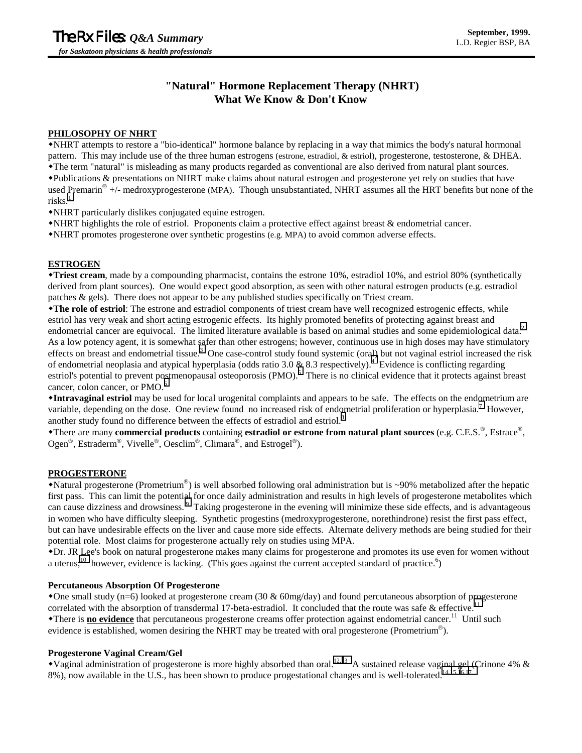**TheRx Files:** *Q&A Summary*
*for Saskatoon physicians & health professionals*

**September, 1999.**
L.D. Regier BSP, BA

# "Natural" Hormone Replacement Therapy (NHRT) What We Know & Don't Know

## PHILOSOPHY OF NHRT

- NHRT attempts to restore a "bio-identical" hormone balance by replacing in a way that mimics the body's natural hormonal pattern. This may include use of the three human estrogens (estrone, estradiol, & estriol), progesterone, testosterone, & DHEA.
- The term "natural" is misleading as many products regarded as conventional are also derived from natural plant sources.
- Publications & presentations on NHRT make claims about natural estrogen and progesterone yet rely on studies that have used Premarin® +/- medroxyprogesterone (MPA). Though unsubstantiated, NHRT assumes all the HRT benefits but none of the risks.[1]
- NHRT particularly dislikes conjugated equine estrogen.
- NHRT highlights the role of estriol. Proponents claim a protective effect against breast & endometrial cancer.
- NHRT promotes progesterone over synthetic progestins (e.g. MPA) to avoid common adverse effects.

## ESTROGEN

- **Triest cream**, made by a compounding pharmacist, contains the estrone 10%, estradiol 10%, and estriol 80% (synthetically derived from plant sources). One would expect good absorption, as seen with other natural estrogen products (e.g. estradiol patches & gels). There does not appear to be any published studies specifically on Triest cream.
- **The role of estriol**: The estrone and estradiol components of triest cream have well recognized estrogenic effects, while estriol has very <u>weak</u> and <u>short acting</u> estrogenic effects. Its highly promoted benefits of protecting against breast and endometrial cancer are equivocal. The limited literature available is based on animal studies and some epidemiological data.[2] As a low potency agent, it is somewhat safer than other estrogens; however, continuous use in high doses may have stimulatory effects on breast and endometrial tissue.[3] One case-control study found systemic (oral) but not vaginal estriol increased the risk of endometrial neoplasia and atypical hyperplasia (odds ratio 3.0 & 8.3 respectively).[4] Evidence is conflicting regarding estriol's potential to prevent postmenopausal osteoporosis (PMO).[5] There is no clinical evidence that it protects against breast cancer, colon cancer, or PMO.[5]
- **Intravaginal estriol** may be used for local urogenital complaints and appears to be safe. The effects on the endometrium are variable, depending on the dose. One review found no increased risk of endometrial proliferation or hyperplasia.[7] However, another study found no difference between the effects of estradiol and estriol.[8]
- There are many **commercial products** containing **estradiol or estrone from natural plant sources** (e.g. C.E.S.®, Estrace®, Ogen®, Estraderm®, Vivelle®, Oesclim®, Climara®, and Estrogel®).

## PROGESTERONE

- Natural progesterone (Prometrium®) is well absorbed following oral administration but is ~90% metabolized after the hepatic first pass. This can limit the potential for once daily administration and results in high levels of progesterone metabolites which can cause dizziness and drowsiness.[9] Taking progesterone in the evening will minimize these side effects, and is advantageous in women who have difficulty sleeping. Synthetic progestins (medroxyprogesterone, norethindrone) resist the first pass effect, but can have undesirable effects on the liver and cause more side effects. Alternate delivery methods are being studied for their potential role. Most claims for progesterone actually rely on studies using MPA.
- Dr. JR Lee's book on natural progesterone makes many claims for progesterone and promotes its use even for women without a uterus,[10] however, evidence is lacking. (This goes against the current accepted standard of practice.[6])

### Percutaneous Absorption Of Progesterone

- One small study (n=6) looked at progesterone cream (30 & 60mg/day) and found percutaneous absorption of progesterone correlated with the absorption of transdermal 17-beta-estradiol. It concluded that the route was safe & effective.[11]
- There is **<u>no evidence</u>** that percutaneous progesterone creams offer protection against endometrial cancer.[11] Until such evidence is established, women desiring the NHRT may be treated with oral progesterone (Prometrium®).

### Progesterone Vaginal Cream/Gel

- Vaginal administration of progesterone is more highly absorbed than oral.[12,13] A sustained release vaginal gel (Crinone 4% & 8%), now available in the U.S., has been shown to produce progestational changes and is well-tolerated.[14,15,16,17]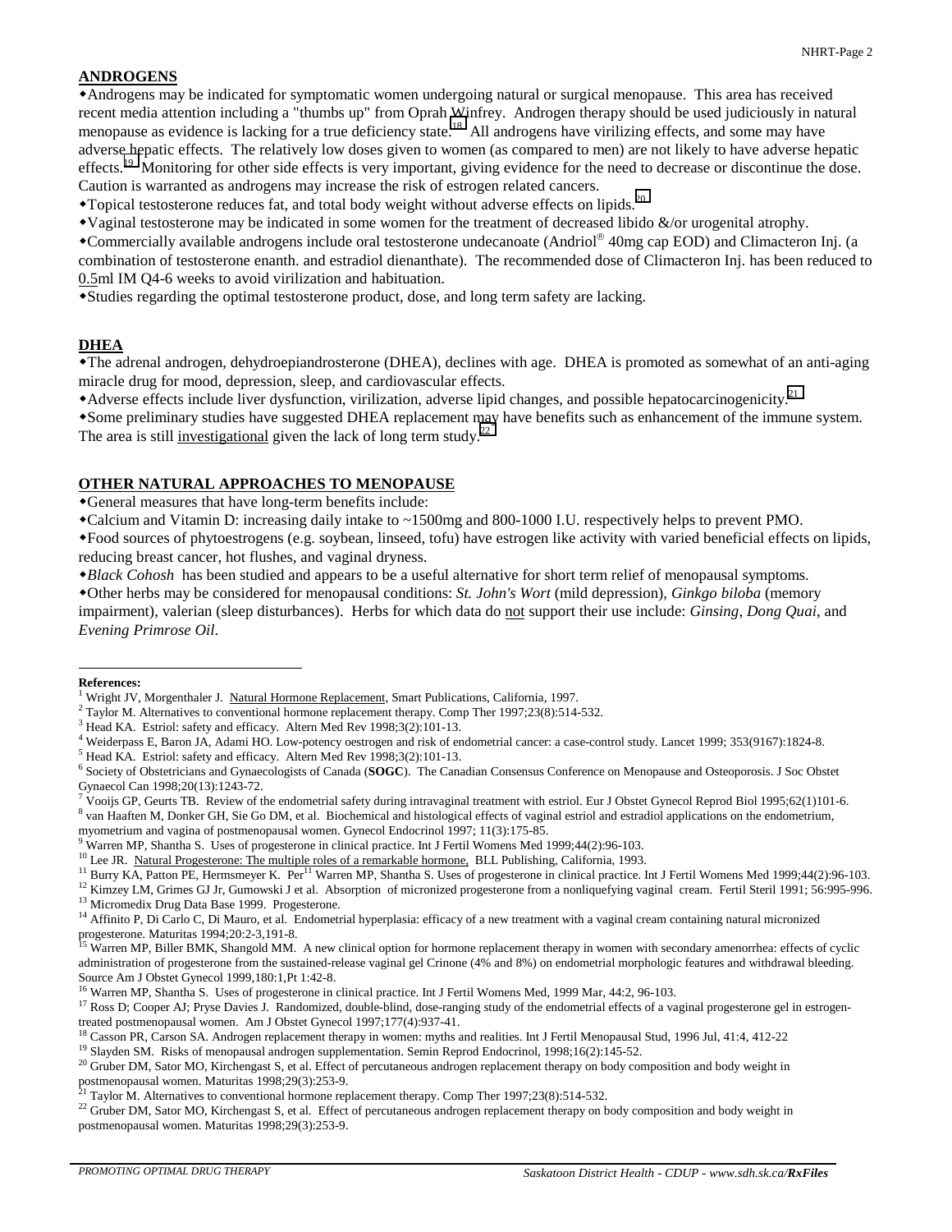## ANDROGENS

- Androgens may be indicated for symptomatic women undergoing natural or surgical menopause. This area has received recent media attention including a "thumbs up" from Oprah Winfrey. Androgen therapy should be used judiciously in natural menopause as evidence is lacking for a true deficiency state.[18] All androgens have virilizing effects, and some may have adverse hepatic effects. The relatively low doses given to women (as compared to men) are not likely to have adverse hepatic effects.[19] Monitoring for other side effects is very important, giving evidence for the need to decrease or discontinue the dose. Caution is warranted as androgens may increase the risk of estrogen related cancers.
- Topical testosterone reduces fat, and total body weight without adverse effects on lipids.[20]
- Vaginal testosterone may be indicated in some women for the treatment of decreased libido &/or urogenital atrophy.
- Commercially available androgens include oral testosterone undecanoate (Andriol® 40mg cap EOD) and Climacteron Inj. (a combination of testosterone enanth. and estradiol dienanthate). The recommended dose of Climacteron Inj. has been reduced to 0.5ml IM Q4-6 weeks to avoid virilization and habituation.
- Studies regarding the optimal testosterone product, dose, and long term safety are lacking.

## DHEA

- The adrenal androgen, dehydroepiandrosterone (DHEA), declines with age. DHEA is promoted as somewhat of an anti-aging miracle drug for mood, depression, sleep, and cardiovascular effects.
- Adverse effects include liver dysfunction, virilization, adverse lipid changes, and possible hepatocarcinogenicity.[21]
- Some preliminary studies have suggested DHEA replacement may have benefits such as enhancement of the immune system. The area is still investigational given the lack of long term study.[22]

## OTHER NATURAL APPROACHES TO MENOPAUSE

- General measures that have long-term benefits include:
- Calcium and Vitamin D: increasing daily intake to ~1500mg and 800-1000 I.U. respectively helps to prevent PMO.
- Food sources of phytoestrogens (e.g. soybean, linseed, tofu) have estrogen like activity with varied beneficial effects on lipids, reducing breast cancer, hot flushes, and vaginal dryness.
- *Black Cohosh* has been studied and appears to be a useful alternative for short term relief of menopausal symptoms.
- Other herbs may be considered for menopausal conditions: *St. John's Wort* (mild depression), *Ginkgo biloba* (memory impairment), valerian (sleep disturbances). Herbs for which data do not support their use include: *Ginsing*, *Dong Quai*, and *Evening Primrose Oil*.

**References:**

[1] Wright JV, Morgenthaler J. Natural Hormone Replacement, Smart Publications, California, 1997.
[2] Taylor M. Alternatives to conventional hormone replacement therapy. Comp Ther 1997;23(8):514-532.
[3] Head KA. Estriol: safety and efficacy. Altern Med Rev 1998;3(2):101-13.
[4] Weiderpass E, Baron JA, Adami HO. Low-potency oestrogen and risk of endometrial cancer: a case-control study. Lancet 1999; 353(9167):1824-8.
[5] Head KA. Estriol: safety and efficacy. Altern Med Rev 1998;3(2):101-13.
[6] Society of Obstetricians and Gynaecologists of Canada (**SOGC**). The Canadian Consensus Conference on Menopause and Osteoporosis. J Soc Obstet Gynaecol Can 1998;20(13):1243-72.
[7] Vooijs GP, Geurts TB. Review of the endometrial safety during intravaginal treatment with estriol. Eur J Obstet Gynecol Reprod Biol 1995;62(1)101-6.
[8] van Haaften M, Donker GH, Sie Go DM, et al. Biochemical and histological effects of vaginal estriol and estradiol applications on the endometrium, myometrium and vagina of postmenopausal women. Gynecol Endocrinol 1997; 11(3):175-85.
[9] Warren MP, Shantha S. Uses of progesterone in clinical practice. Int J Fertil Womens Med 1999;44(2):96-103.
[10] Lee JR. Natural Progesterone: The multiple roles of a remarkable hormone, BLL Publishing, California, 1993.
[11] Burry KA, Patton PE, Hermsmeyer K. Per[11] Warren MP, Shantha S. Uses of progesterone in clinical practice. Int J Fertil Womens Med 1999;44(2):96-103.
[12] Kimzey LM, Grimes GJ Jr, Gumowski J et al. Absorption of micronized progesterone from a nonliquefying vaginal cream. Fertil Steril 1991; 56:995-996.
[13] Micromedix Drug Data Base 1999. Progesterone.
[14] Affinito P, Di Carlo C, Di Mauro, et al. Endometrial hyperplasia: efficacy of a new treatment with a vaginal cream containing natural micronized progesterone. Maturitas 1994;20:2-3,191-8.
[15] Warren MP, Biller BMK, Shangold MM. A new clinical option for hormone replacement therapy in women with secondary amenorrhea: effects of cyclic administration of progesterone from the sustained-release vaginal gel Crinone (4% and 8%) on endometrial morphologic features and withdrawal bleeding. Source Am J Obstet Gynecol 1999,180:1,Pt 1:42-8.
[16] Warren MP, Shantha S. Uses of progesterone in clinical practice. Int J Fertil Womens Med, 1999 Mar, 44:2, 96-103.
[17] Ross D; Cooper AJ; Pryse Davies J. Randomized, double-blind, dose-ranging study of the endometrial effects of a vaginal progesterone gel in estrogen-treated postmenopausal women. Am J Obstet Gynecol 1997;177(4):937-41.
[18] Casson PR, Carson SA. Androgen replacement therapy in women: myths and realities. Int J Fertil Menopausal Stud, 1996 Jul, 41:4, 412-22
[19] Slayden SM. Risks of menopausal androgen supplementation. Semin Reprod Endocrinol, 1998;16(2):145-52.
[20] Gruber DM, Sator MO, Kirchengast S, et al. Effect of percutaneous androgen replacement therapy on body composition and body weight in postmenopausal women. Maturitas 1998;29(3):253-9.
[21] Taylor M. Alternatives to conventional hormone replacement therapy. Comp Ther 1997;23(8):514-532.
[22] Gruber DM, Sator MO, Kirchengast S, et al. Effect of percutaneous androgen replacement therapy on body composition and body weight in postmenopausal women. Maturitas 1998;29(3):253-9.